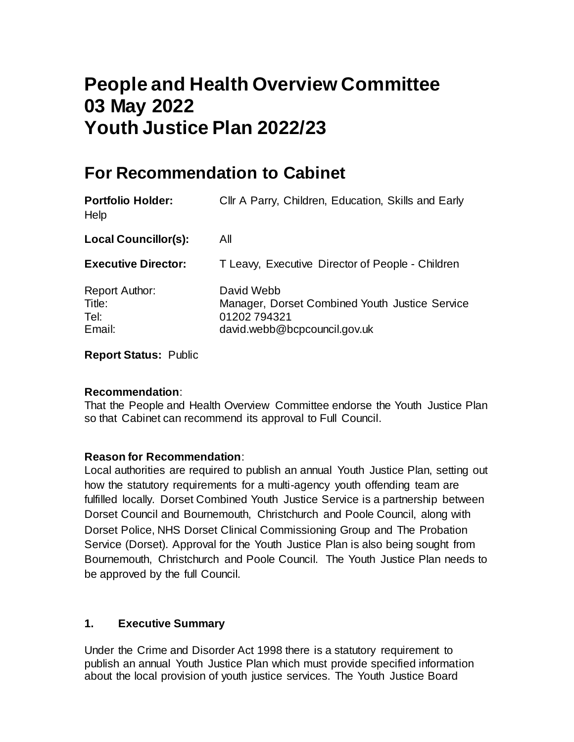# People and Health Overview Committee
# 03 May 2022
# Youth Justice Plan 2022/23

## For Recommendation to Cabinet

**Portfolio Holder:** Cllr A Parry, Children, Education, Skills and Early Help

**Local Councillor(s):** All

**Executive Director:** T Leavy, Executive Director of People - Children

Report Author: David Webb
Title: Manager, Dorset Combined Youth Justice Service
Tel: 01202 794321
Email: david.webb@bcpcouncil.gov.uk

**Report Status:** Public

**Recommendation**:
That the People and Health Overview Committee endorse the Youth Justice Plan so that Cabinet can recommend its approval to Full Council.

**Reason for Recommendation**:
Local authorities are required to publish an annual Youth Justice Plan, setting out how the statutory requirements for a multi-agency youth offending team are fulfilled locally. Dorset Combined Youth Justice Service is a partnership between Dorset Council and Bournemouth, Christchurch and Poole Council, along with Dorset Police, NHS Dorset Clinical Commissioning Group and The Probation Service (Dorset). Approval for the Youth Justice Plan is also being sought from Bournemouth, Christchurch and Poole Council. The Youth Justice Plan needs to be approved by the full Council.

### 1. Executive Summary

Under the Crime and Disorder Act 1998 there is a statutory requirement to publish an annual Youth Justice Plan which must provide specified information about the local provision of youth justice services. The Youth Justice Board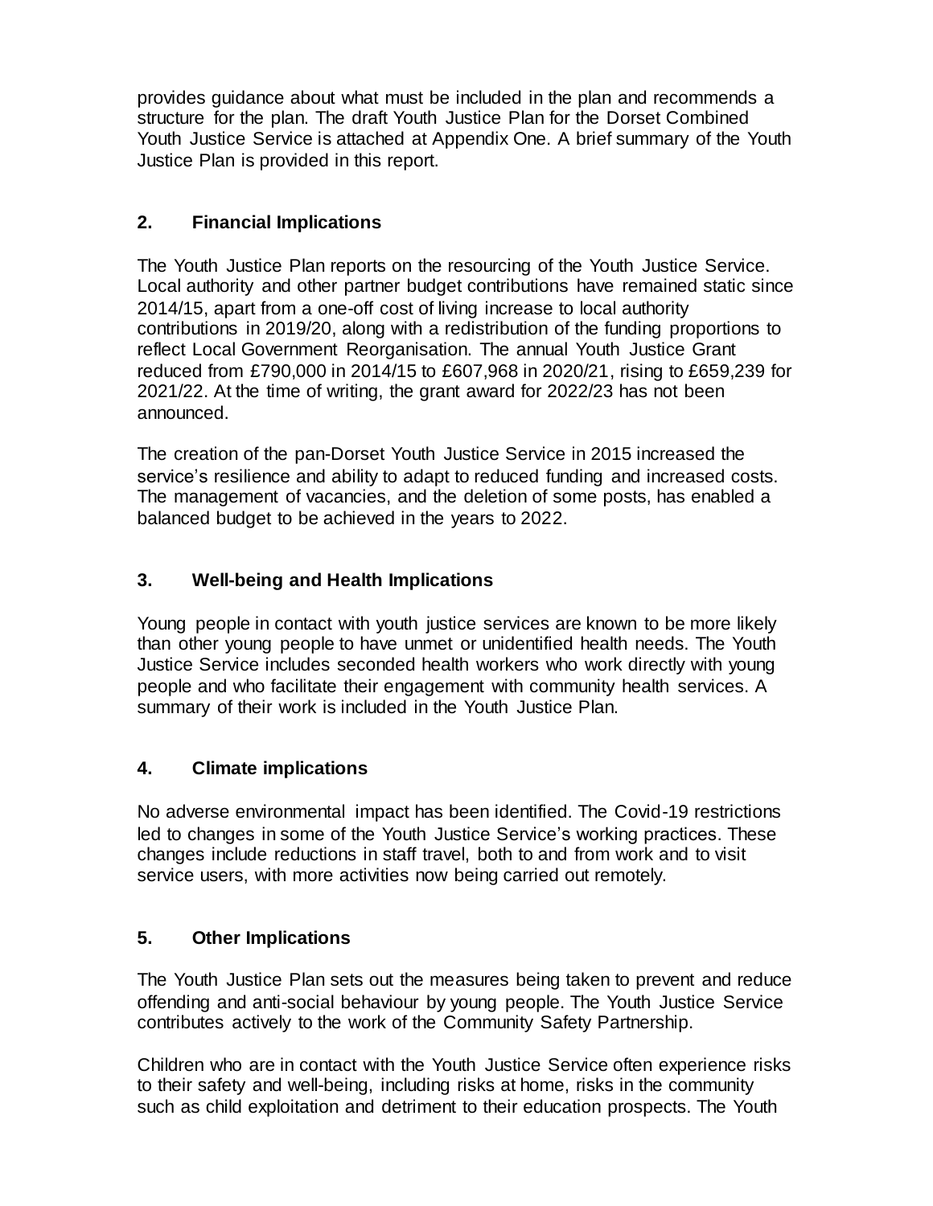provides guidance about what must be included in the plan and recommends a structure for the plan. The draft Youth Justice Plan for the Dorset Combined Youth Justice Service is attached at Appendix One. A brief summary of the Youth Justice Plan is provided in this report.

## 2. Financial Implications

The Youth Justice Plan reports on the resourcing of the Youth Justice Service. Local authority and other partner budget contributions have remained static since 2014/15, apart from a one-off cost of living increase to local authority contributions in 2019/20, along with a redistribution of the funding proportions to reflect Local Government Reorganisation. The annual Youth Justice Grant reduced from £790,000 in 2014/15 to £607,968 in 2020/21, rising to £659,239 for 2021/22. At the time of writing, the grant award for 2022/23 has not been announced.

The creation of the pan-Dorset Youth Justice Service in 2015 increased the service's resilience and ability to adapt to reduced funding and increased costs. The management of vacancies, and the deletion of some posts, has enabled a balanced budget to be achieved in the years to 2022.

## 3. Well-being and Health Implications

Young people in contact with youth justice services are known to be more likely than other young people to have unmet or unidentified health needs. The Youth Justice Service includes seconded health workers who work directly with young people and who facilitate their engagement with community health services. A summary of their work is included in the Youth Justice Plan.

## 4. Climate implications

No adverse environmental impact has been identified. The Covid-19 restrictions led to changes in some of the Youth Justice Service's working practices. These changes include reductions in staff travel, both to and from work and to visit service users, with more activities now being carried out remotely.

## 5. Other Implications

The Youth Justice Plan sets out the measures being taken to prevent and reduce offending and anti-social behaviour by young people. The Youth Justice Service contributes actively to the work of the Community Safety Partnership.

Children who are in contact with the Youth Justice Service often experience risks to their safety and well-being, including risks at home, risks in the community such as child exploitation and detriment to their education prospects. The Youth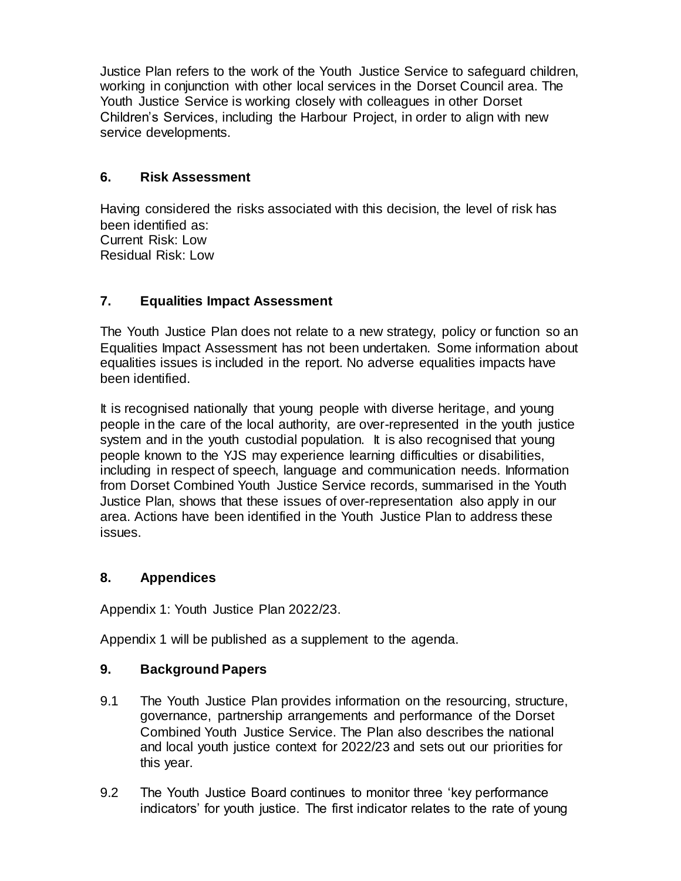Justice Plan refers to the work of the Youth Justice Service to safeguard children, working in conjunction with other local services in the Dorset Council area. The Youth Justice Service is working closely with colleagues in other Dorset Children's Services, including the Harbour Project, in order to align with new service developments.

## 6. Risk Assessment

Having considered the risks associated with this decision, the level of risk has been identified as:
Current Risk: Low
Residual Risk: Low

## 7. Equalities Impact Assessment

The Youth Justice Plan does not relate to a new strategy, policy or function so an Equalities Impact Assessment has not been undertaken. Some information about equalities issues is included in the report. No adverse equalities impacts have been identified.

It is recognised nationally that young people with diverse heritage, and young people in the care of the local authority, are over-represented in the youth justice system and in the youth custodial population. It is also recognised that young people known to the YJS may experience learning difficulties or disabilities, including in respect of speech, language and communication needs. Information from Dorset Combined Youth Justice Service records, summarised in the Youth Justice Plan, shows that these issues of over-representation also apply in our area. Actions have been identified in the Youth Justice Plan to address these issues.

## 8. Appendices

Appendix 1: Youth Justice Plan 2022/23.

Appendix 1 will be published as a supplement to the agenda.

## 9. Background Papers

9.1 The Youth Justice Plan provides information on the resourcing, structure, governance, partnership arrangements and performance of the Dorset Combined Youth Justice Service. The Plan also describes the national and local youth justice context for 2022/23 and sets out our priorities for this year.

9.2 The Youth Justice Board continues to monitor three 'key performance indicators' for youth justice. The first indicator relates to the rate of young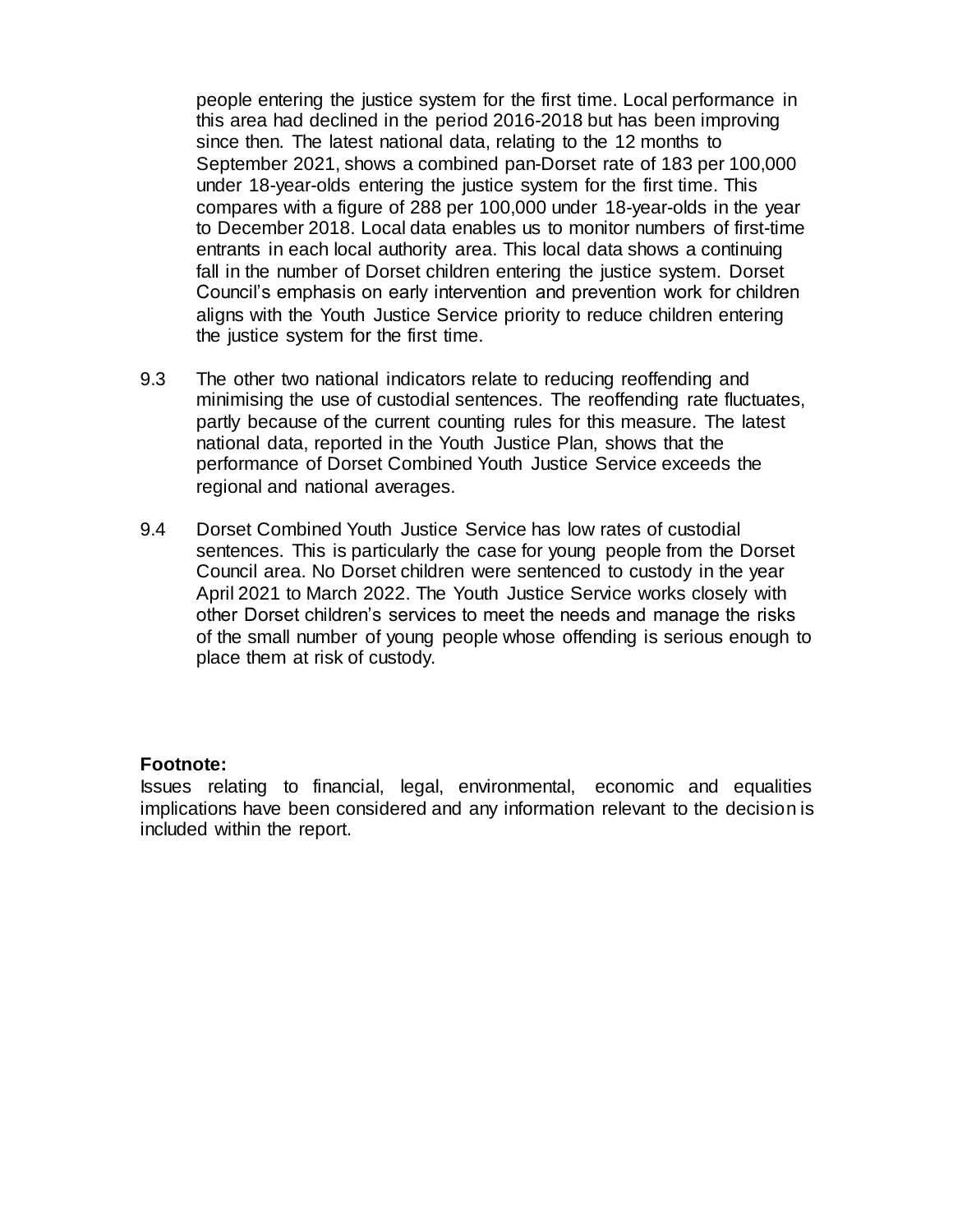people entering the justice system for the first time. Local performance in this area had declined in the period 2016-2018 but has been improving since then. The latest national data, relating to the 12 months to September 2021, shows a combined pan-Dorset rate of 183 per 100,000 under 18-year-olds entering the justice system for the first time. This compares with a figure of 288 per 100,000 under 18-year-olds in the year to December 2018. Local data enables us to monitor numbers of first-time entrants in each local authority area. This local data shows a continuing fall in the number of Dorset children entering the justice system. Dorset Council's emphasis on early intervention and prevention work for children aligns with the Youth Justice Service priority to reduce children entering the justice system for the first time.

9.3 The other two national indicators relate to reducing reoffending and minimising the use of custodial sentences. The reoffending rate fluctuates, partly because of the current counting rules for this measure. The latest national data, reported in the Youth Justice Plan, shows that the performance of Dorset Combined Youth Justice Service exceeds the regional and national averages.

9.4 Dorset Combined Youth Justice Service has low rates of custodial sentences. This is particularly the case for young people from the Dorset Council area. No Dorset children were sentenced to custody in the year April 2021 to March 2022. The Youth Justice Service works closely with other Dorset children's services to meet the needs and manage the risks of the small number of young people whose offending is serious enough to place them at risk of custody.

**Footnote:**
Issues relating to financial, legal, environmental, economic and equalities implications have been considered and any information relevant to the decision is included within the report.